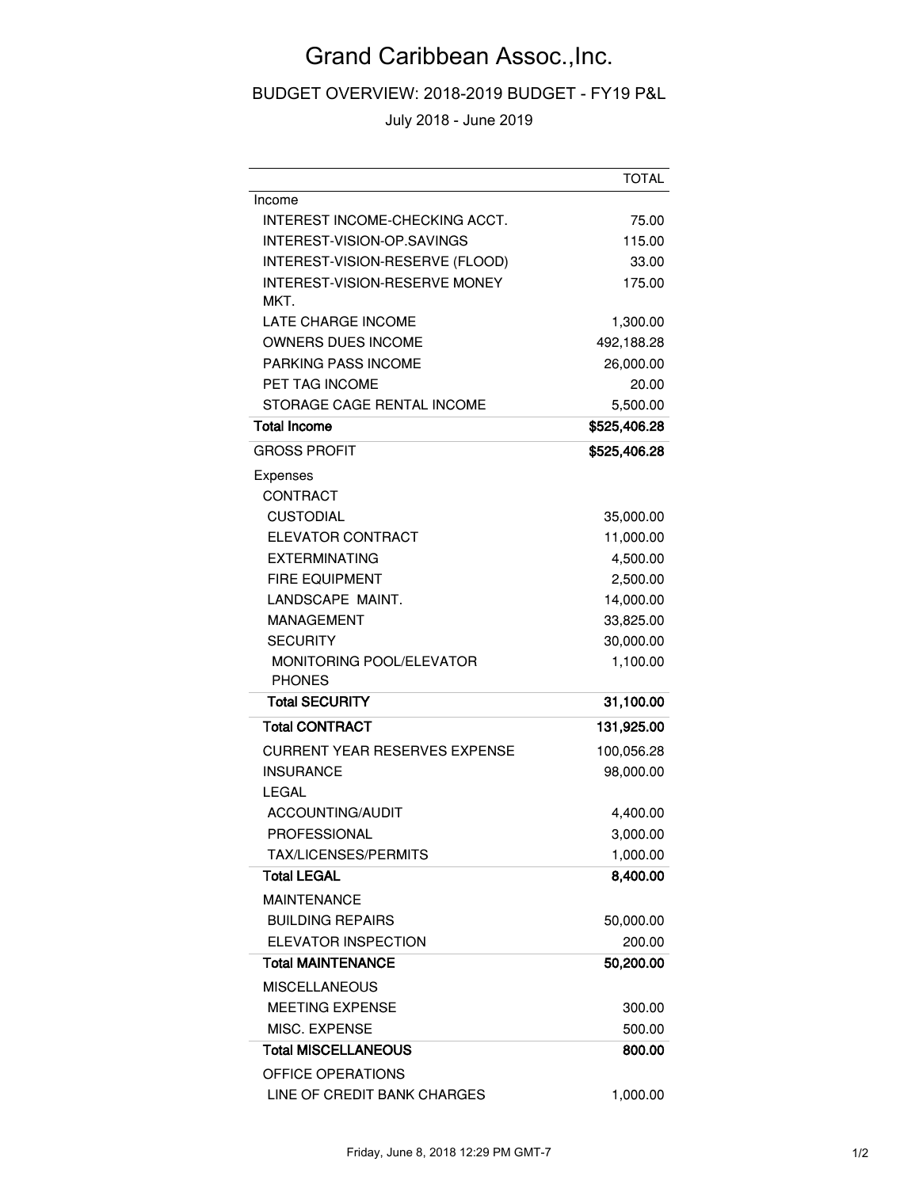# Grand Caribbean Assoc.,Inc.

## BUDGET OVERVIEW: 2018-2019 BUDGET - FY19 P&L

July 2018 - June 2019

| | TOTAL |
|---|---|
| Income | |
| INTEREST INCOME-CHECKING ACCT. | 75.00 |
| INTEREST-VISION-OP.SAVINGS | 115.00 |
| INTEREST-VISION-RESERVE (FLOOD) | 33.00 |
| INTEREST-VISION-RESERVE MONEY MKT. | 175.00 |
| LATE CHARGE INCOME | 1,300.00 |
| OWNERS DUES INCOME | 492,188.28 |
| PARKING PASS INCOME | 26,000.00 |
| PET TAG INCOME | 20.00 |
| STORAGE CAGE RENTAL INCOME | 5,500.00 |
| **Total Income** | **$525,406.28** |
| GROSS PROFIT | **$525,406.28** |
| Expenses | |
| CONTRACT | |
| CUSTODIAL | 35,000.00 |
| ELEVATOR CONTRACT | 11,000.00 |
| EXTERMINATING | 4,500.00 |
| FIRE EQUIPMENT | 2,500.00 |
| LANDSCAPE MAINT. | 14,000.00 |
| MANAGEMENT | 33,825.00 |
| SECURITY | 30,000.00 |
| MONITORING POOL/ELEVATOR PHONES | 1,100.00 |
| **Total SECURITY** | **31,100.00** |
| **Total CONTRACT** | **131,925.00** |
| CURRENT YEAR RESERVES EXPENSE | 100,056.28 |
| INSURANCE | 98,000.00 |
| LEGAL | |
| ACCOUNTING/AUDIT | 4,400.00 |
| PROFESSIONAL | 3,000.00 |
| TAX/LICENSES/PERMITS | 1,000.00 |
| **Total LEGAL** | **8,400.00** |
| MAINTENANCE | |
| BUILDING REPAIRS | 50,000.00 |
| ELEVATOR INSPECTION | 200.00 |
| **Total MAINTENANCE** | **50,200.00** |
| MISCELLANEOUS | |
| MEETING EXPENSE | 300.00 |
| MISC. EXPENSE | 500.00 |
| **Total MISCELLANEOUS** | **800.00** |
| OFFICE OPERATIONS | |
| LINE OF CREDIT BANK CHARGES | 1,000.00 |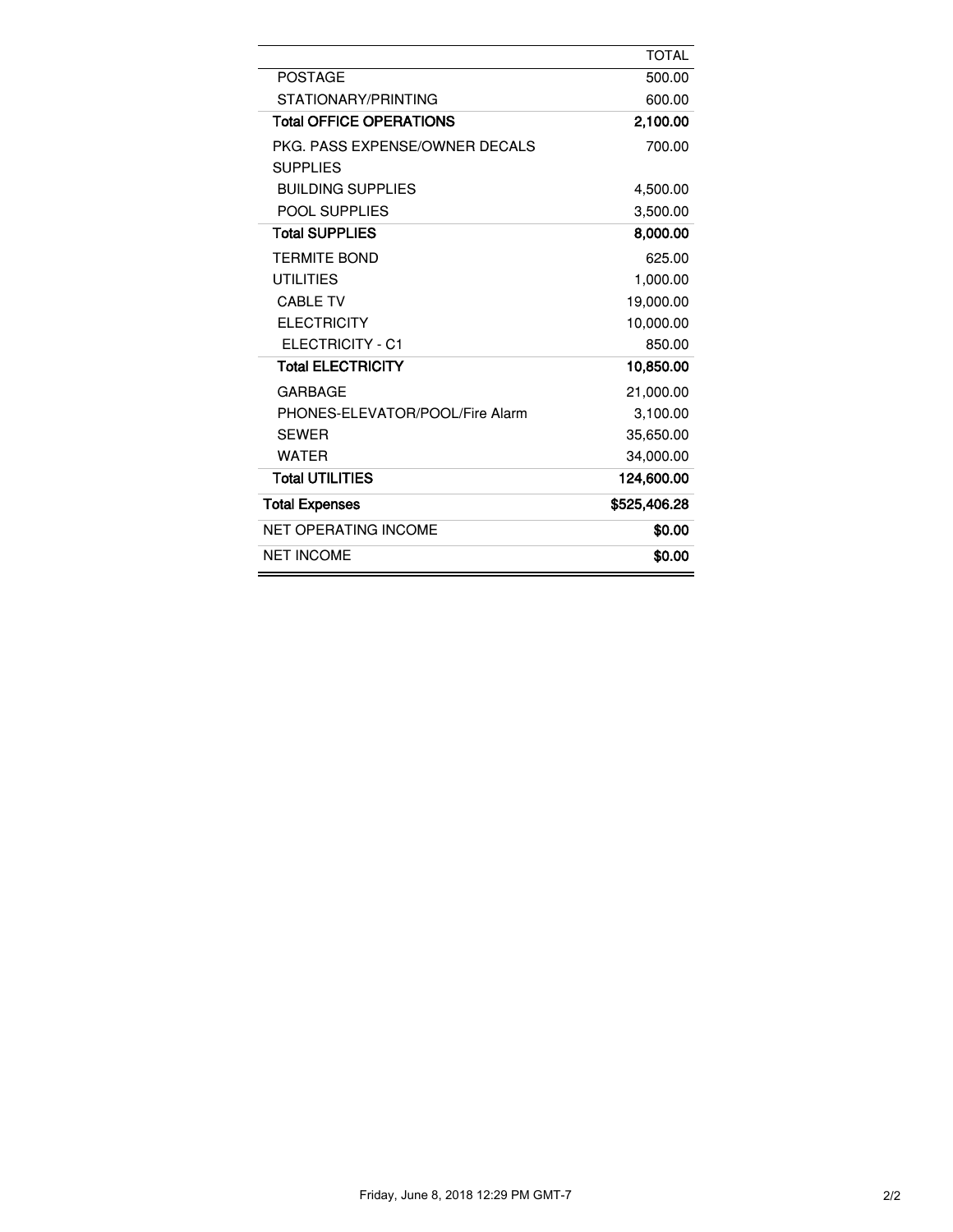| | TOTAL |
|---|---|
| POSTAGE | 500.00 |
| STATIONARY/PRINTING | 600.00 |
| **Total OFFICE OPERATIONS** | **2,100.00** |
| PKG. PASS EXPENSE/OWNER DECALS | 700.00 |
| SUPPLIES | |
| BUILDING SUPPLIES | 4,500.00 |
| POOL SUPPLIES | 3,500.00 |
| **Total SUPPLIES** | **8,000.00** |
| TERMITE BOND | 625.00 |
| UTILITIES | 1,000.00 |
| CABLE TV | 19,000.00 |
| ELECTRICITY | 10,000.00 |
| ELECTRICITY - C1 | 850.00 |
| **Total ELECTRICITY** | **10,850.00** |
| GARBAGE | 21,000.00 |
| PHONES-ELEVATOR/POOL/Fire Alarm | 3,100.00 |
| SEWER | 35,650.00 |
| WATER | 34,000.00 |
| **Total UTILITIES** | **124,600.00** |
| **Total Expenses** | **$525,406.28** |
| NET OPERATING INCOME | **$0.00** |
| NET INCOME | **$0.00** |

Friday, June 8, 2018 12:29 PM GMT-7